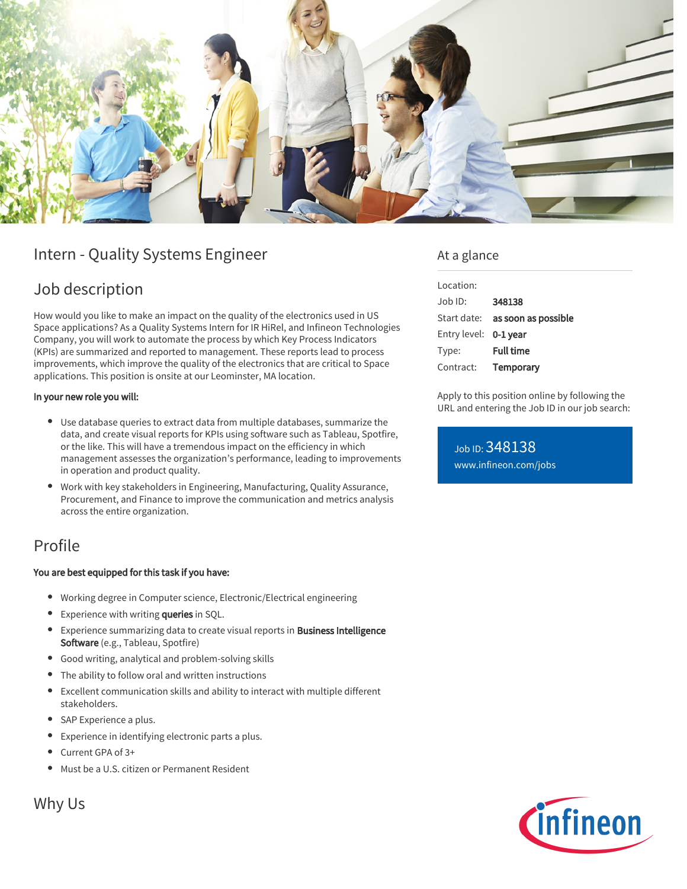# Intern - Quality Systems Engineer

## Job description

How would you like to make an impact on the quality of the electronics used in US Space applications? As a Quality Systems Intern for IR HiRel, and Infineon Technologies Company, you will work to automate the process by which Key Process Indicators (KPIs) are summarized and reported to management. These reports lead to process improvements, which improve the quality of the electronics that are critical to Space applications. This position is onsite at our Leominster, MA location.

**In your new role you will:**

- Use database queries to extract data from multiple databases, summarize the data, and create visual reports for KPIs using software such as Tableau, Spotfire, or the like. This will have a tremendous impact on the efficiency in which management assesses the organization's performance, leading to improvements in operation and product quality.
- Work with key stakeholders in Engineering, Manufacturing, Quality Assurance, Procurement, and Finance to improve the communication and metrics analysis across the entire organization.

## Profile

**You are best equipped for this task if you have:**

- Working degree in Computer science, Electronic/Electrical engineering
- Experience with writing **queries** in SQL.
- Experience summarizing data to create visual reports in **Business Intelligence Software** (e.g., Tableau, Spotfire)
- Good writing, analytical and problem-solving skills
- The ability to follow oral and written instructions
- Excellent communication skills and ability to interact with multiple different stakeholders.
- SAP Experience a plus.
- Experience in identifying electronic parts a plus.
- Current GPA of 3+
- Must be a U.S. citizen or Permanent Resident

## Why Us

## At a glance

| | |
|---|---|
| Location: | |
| Job ID: | **348138** |
| Start date: | **as soon as possible** |
| Entry level: | **0-1 year** |
| Type: | **Full time** |
| Contract: | **Temporary** |

Apply to this position online by following the URL and entering the Job ID in our job search:

Job ID: 348138
www.infineon.com/jobs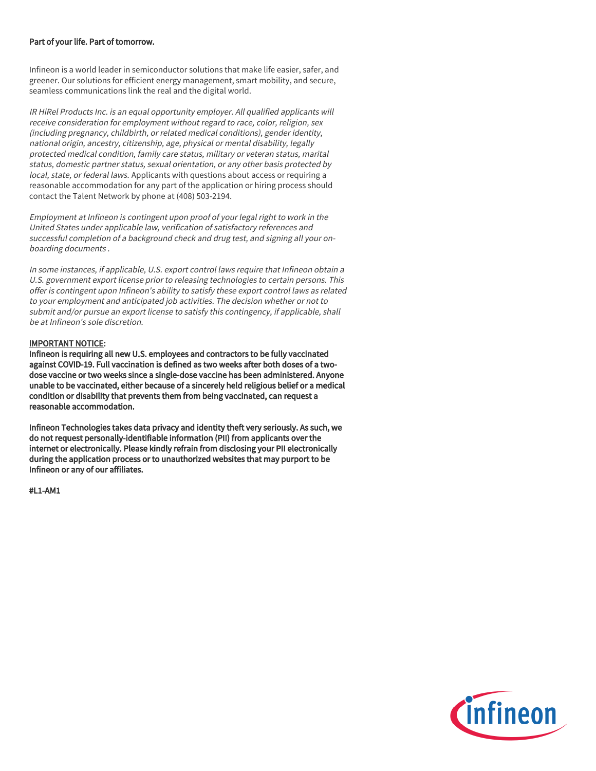**Part of your life. Part of tomorrow.**

Infineon is a world leader in semiconductor solutions that make life easier, safer, and greener. Our solutions for efficient energy management, smart mobility, and secure, seamless communications link the real and the digital world.

*IR HiRel Products Inc. is an equal opportunity employer. All qualified applicants will receive consideration for employment without regard to race, color, religion, sex (including pregnancy, childbirth, or related medical conditions), gender identity, national origin, ancestry, citizenship, age, physical or mental disability, legally protected medical condition, family care status, military or veteran status, marital status, domestic partner status, sexual orientation, or any other basis protected by local, state, or federal laws.* Applicants with questions about access or requiring a reasonable accommodation for any part of the application or hiring process should contact the Talent Network by phone at (408) 503-2194.

*Employment at Infineon is contingent upon proof of your legal right to work in the United States under applicable law, verification of satisfactory references and successful completion of a background check and drug test, and signing all your on-boarding documents .*

*In some instances, if applicable, U.S. export control laws require that Infineon obtain a U.S. government export license prior to releasing technologies to certain persons. This offer is contingent upon Infineon's ability to satisfy these export control laws as related to your employment and anticipated job activities. The decision whether or not to submit and/or pursue an export license to satisfy this contingency, if applicable, shall be at Infineon's sole discretion.*

**IMPORTANT NOTICE:**
**Infineon is requiring all new U.S. employees and contractors to be fully vaccinated against COVID-19. Full vaccination is defined as two weeks after both doses of a two-dose vaccine or two weeks since a single-dose vaccine has been administered. Anyone unable to be vaccinated, either because of a sincerely held religious belief or a medical condition or disability that prevents them from being vaccinated, can request a reasonable accommodation.**

**Infineon Technologies takes data privacy and identity theft very seriously. As such, we do not request personally-identifiable information (PII) from applicants over the internet or electronically. Please kindly refrain from disclosing your PII electronically during the application process or to unauthorized websites that may purport to be Infineon or any of our affiliates.**

**#L1-AM1**

infineon